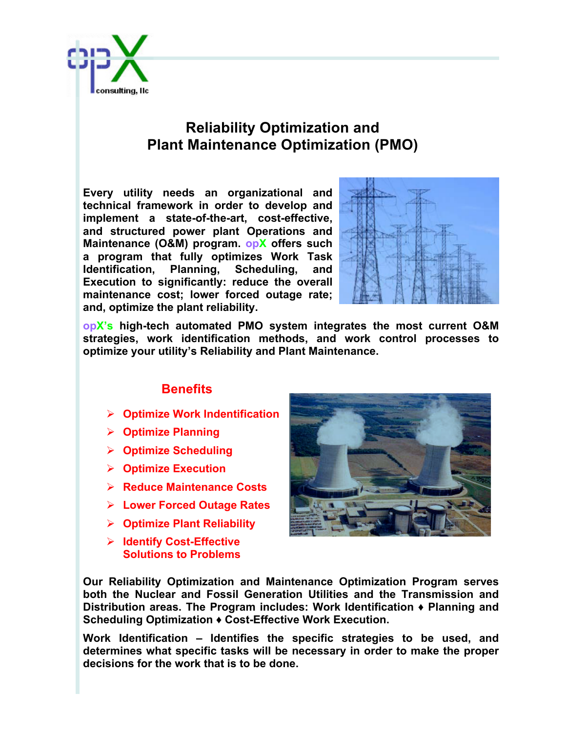opX consulting, llc

# Reliability Optimization and Plant Maintenance Optimization (PMO)

**Every utility needs an organizational and technical framework in order to develop and implement a state-of-the-art, cost-effective, and structured power plant Operations and Maintenance (O&M) program. opX offers such a program that fully optimizes Work Task Identification, Planning, Scheduling, and Execution to significantly: reduce the overall maintenance cost; lower forced outage rate; and, optimize the plant reliability.**

**opX's high-tech automated PMO system integrates the most current O&M strategies, work identification methods, and work control processes to optimize your utility's Reliability and Plant Maintenance.**

## Benefits

- **Optimize Work Indentification**
- **Optimize Planning**
- **Optimize Scheduling**
- **Optimize Execution**
- **Reduce Maintenance Costs**
- **Lower Forced Outage Rates**
- **Optimize Plant Reliability**
- **Identify Cost-Effective Solutions to Problems**

**Our Reliability Optimization and Maintenance Optimization Program serves both the Nuclear and Fossil Generation Utilities and the Transmission and Distribution areas. The Program includes: Work Identification ♦ Planning and Scheduling Optimization ♦ Cost-Effective Work Execution.**

**Work Identification – Identifies the specific strategies to be used, and determines what specific tasks will be necessary in order to make the proper decisions for the work that is to be done.**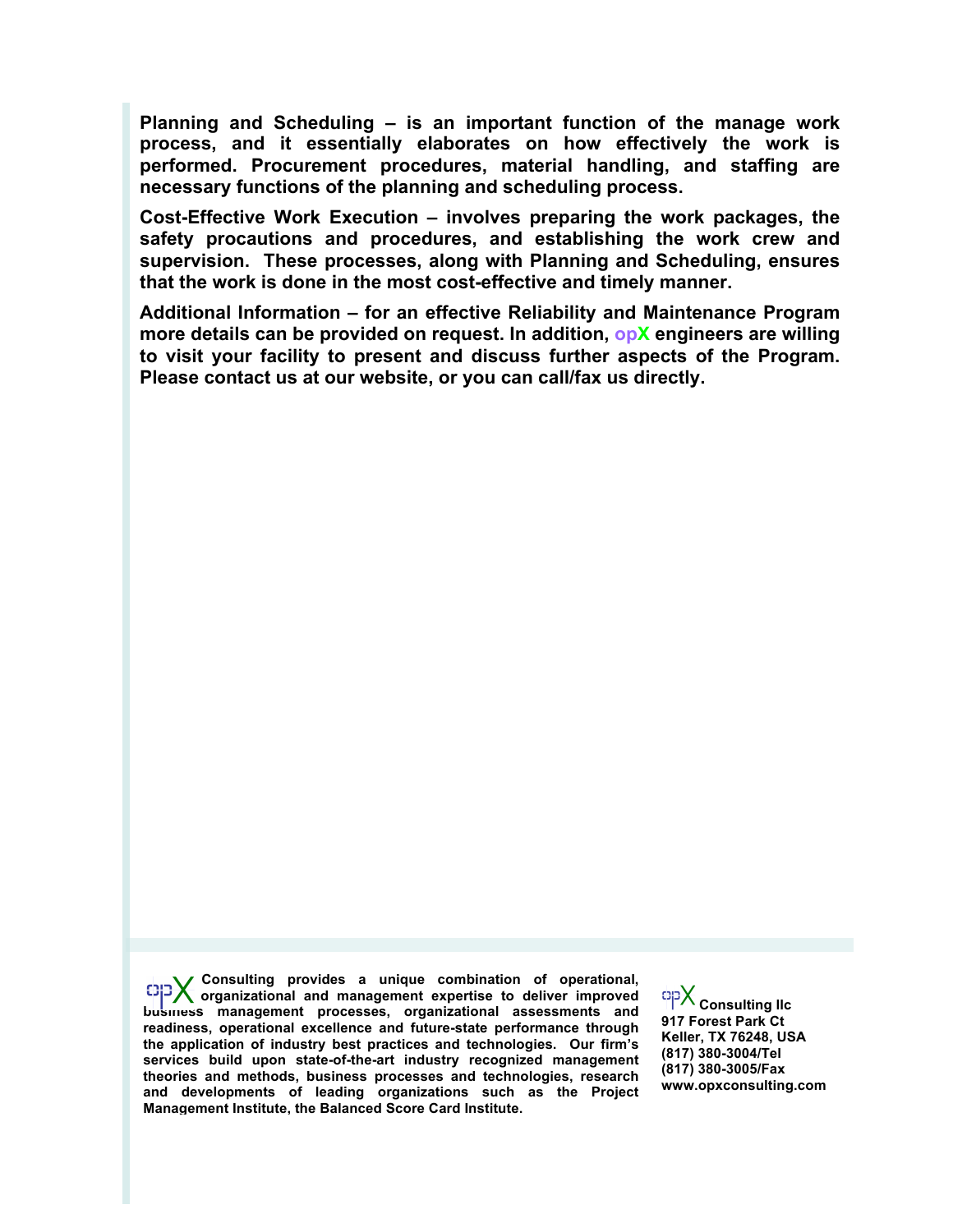**Planning and Scheduling – is an important function of the manage work process, and it essentially elaborates on how effectively the work is performed. Procurement procedures, material handling, and staffing are necessary functions of the planning and scheduling process.**

**Cost-Effective Work Execution – involves preparing the work packages, the safety procautions and procedures, and establishing the work crew and supervision. These processes, along with Planning and Scheduling, ensures that the work is done in the most cost-effective and timely manner.**

**Additional Information – for an effective Reliability and Maintenance Program more details can be provided on request. In addition, opX engineers are willing to visit your facility to present and discuss further aspects of the Program. Please contact us at our website, or you can call/fax us directly.**

**opX Consulting provides a unique combination of operational, organizational and management expertise to deliver improved business management processes, organizational assessments and readiness, operational excellence and future-state performance through the application of industry best practices and technologies. Our firm's services build upon state-of-the-art industry recognized management theories and methods, business processes and technologies, research and developments of leading organizations such as the Project Management Institute, the Balanced Score Card Institute.**

**opX Consulting llc**
**917 Forest Park Ct**
**Keller, TX 76248, USA**
**(817) 380-3004/Tel**
**(817) 380-3005/Fax**
**www.opxconsulting.com**